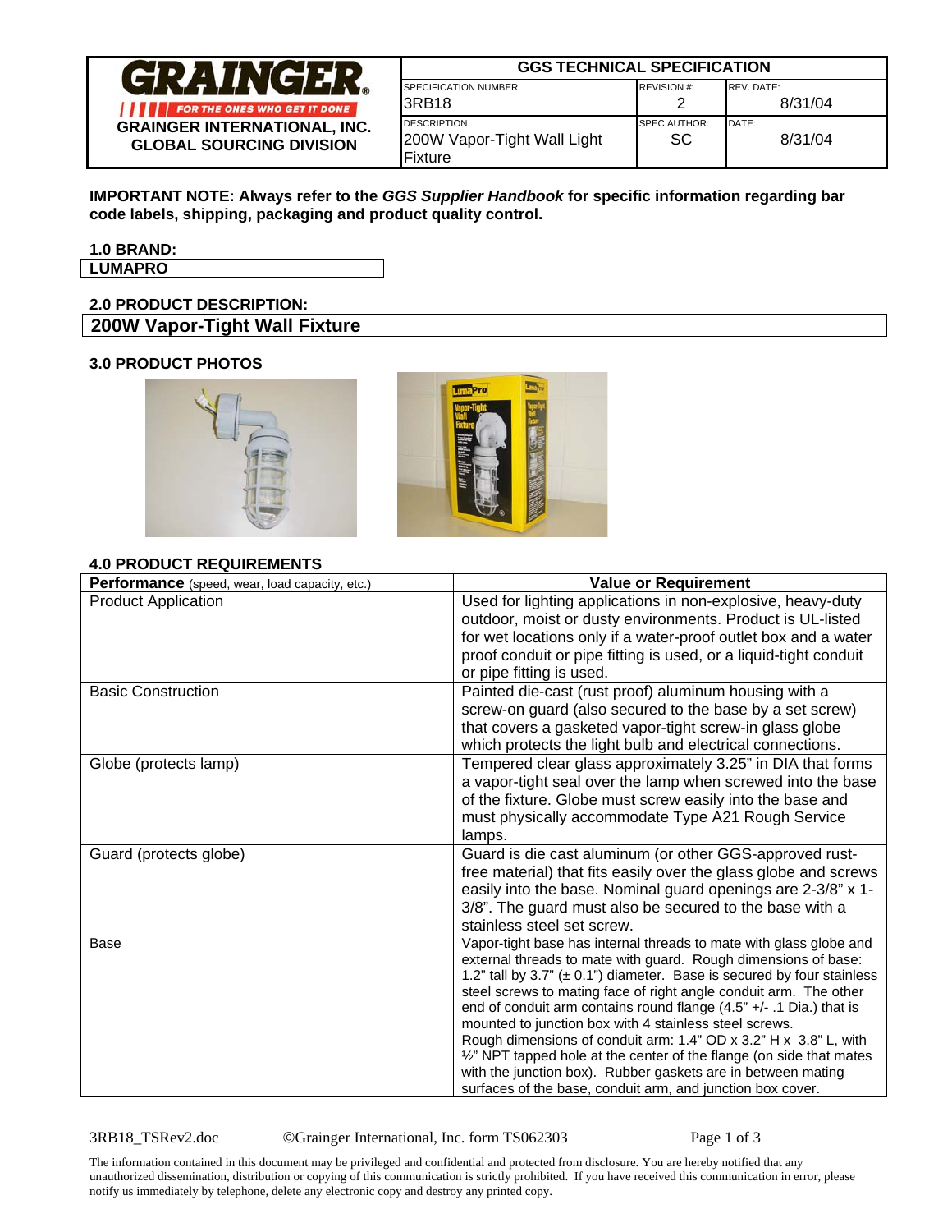| GRAINGER® FOR THE ONES WHO GET IT DONE GRAINGER INTERNATIONAL, INC. GLOBAL SOURCING DIVISION | GGS TECHNICAL SPECIFICATION | | |
|---|---|---|---|
| | SPECIFICATION NUMBER 3RB18 | REVISION #: 2 | REV. DATE: 8/31/04 |
| | DESCRIPTION 200W Vapor-Tight Wall Light Fixture | SPEC AUTHOR: SC | DATE: 8/31/04 |

**IMPORTANT NOTE: Always refer to the *GGS Supplier Handbook* for specific information regarding bar code labels, shipping, packaging and product quality control.**

**1.0 BRAND:**

**LUMAPRO**

**2.0 PRODUCT DESCRIPTION:**

**200W Vapor-Tight Wall Fixture**

**3.0 PRODUCT PHOTOS**

**4.0 PRODUCT REQUIREMENTS**

| **Performance** (speed, wear, load capacity, etc.) | **Value or Requirement** |
|---|---|
| Product Application | Used for lighting applications in non-explosive, heavy-duty outdoor, moist or dusty environments. Product is UL-listed for wet locations only if a water-proof outlet box and a water proof conduit or pipe fitting is used, or a liquid-tight conduit or pipe fitting is used. |
| Basic Construction | Painted die-cast (rust proof) aluminum housing with a screw-on guard (also secured to the base by a set screw) that covers a gasketed vapor-tight screw-in glass globe which protects the light bulb and electrical connections. |
| Globe (protects lamp) | Tempered clear glass approximately 3.25" in DIA that forms a vapor-tight seal over the lamp when screwed into the base of the fixture. Globe must screw easily into the base and must physically accommodate Type A21 Rough Service lamps. |
| Guard (protects globe) | Guard is die cast aluminum (or other GGS-approved rust-free material) that fits easily over the glass globe and screws easily into the base. Nominal guard openings are 2-3/8" x 1-3/8". The guard must also be secured to the base with a stainless steel set screw. |
| Base | Vapor-tight base has internal threads to mate with glass globe and external threads to mate with guard. Rough dimensions of base: 1.2" tall by 3.7" (± 0.1") diameter. Base is secured by four stainless steel screws to mating face of right angle conduit arm. The other end of conduit arm contains round flange (4.5" +/- .1 Dia.) that is mounted to junction box with 4 stainless steel screws. Rough dimensions of conduit arm: 1.4" OD x 3.2" H x 3.8" L, with ½" NPT tapped hole at the center of the flange (on side that mates with the junction box). Rubber gaskets are in between mating surfaces of the base, conduit arm, and junction box cover. |

3RB18_TSRev2.doc ©Grainger International, Inc. form TS062303

The information contained in this document may be privileged and confidential and protected from disclosure. You are hereby notified that any unauthorized dissemination, distribution or copying of this communication is strictly prohibited. If you have received this communication in error, please notify us immediately by telephone, delete any electronic copy and destroy any printed copy.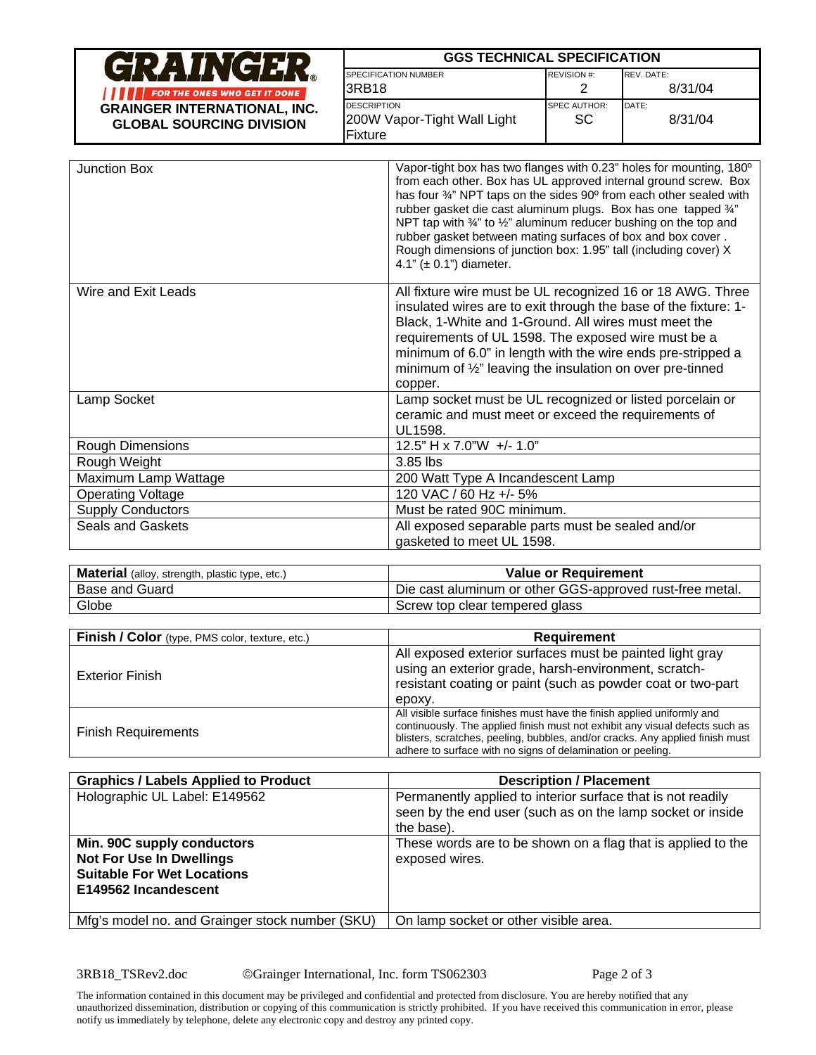| GRAINGER® FOR THE ONES WHO GET IT DONE GRAINGER INTERNATIONAL, INC. GLOBAL SOURCING DIVISION | GGS TECHNICAL SPECIFICATION | | |
|---|---|---|---|
| | SPECIFICATION NUMBER 3RB18 | REVISION #: 2 | REV. DATE: 8/31/04 |
| | DESCRIPTION 200W Vapor-Tight Wall Light Fixture | SPEC AUTHOR: SC | DATE: 8/31/04 |

| | |
|---|---|
| Junction Box | Vapor-tight box has two flanges with 0.23" holes for mounting, 180º from each other. Box has UL approved internal ground screw. Box has four ¾" NPT taps on the sides 90º from each other sealed with rubber gasket die cast aluminum plugs. Box has one tapped ¾" NPT tap with ¾" to ½" aluminum reducer bushing on the top and rubber gasket between mating surfaces of box and box cover . Rough dimensions of junction box: 1.95" tall (including cover) X 4.1" (± 0.1") diameter. |
| Wire and Exit Leads | All fixture wire must be UL recognized 16 or 18 AWG. Three insulated wires are to exit through the base of the fixture: 1-Black, 1-White and 1-Ground. All wires must meet the requirements of UL 1598. The exposed wire must be a minimum of 6.0" in length with the wire ends pre-stripped a minimum of ½" leaving the insulation on over pre-tinned copper. |
| Lamp Socket | Lamp socket must be UL recognized or listed porcelain or ceramic and must meet or exceed the requirements of UL1598. |
| Rough Dimensions | 12.5" H x 7.0"W +/- 1.0" |
| Rough Weight | 3.85 lbs |
| Maximum Lamp Wattage | 200 Watt Type A Incandescent Lamp |
| Operating Voltage | 120 VAC / 60 Hz +/- 5% |
| Supply Conductors | Must be rated 90C minimum. |
| Seals and Gaskets | All exposed separable parts must be sealed and/or gasketed to meet UL 1598. |

| **Material** (alloy, strength, plastic type, etc.) | **Value or Requirement** |
|---|---|
| Base and Guard | Die cast aluminum or other GGS-approved rust-free metal. |
| Globe | Screw top clear tempered glass |

| **Finish / Color** (type, PMS color, texture, etc.) | **Requirement** |
|---|---|
| Exterior Finish | All exposed exterior surfaces must be painted light gray using an exterior grade, harsh-environment, scratch-resistant coating or paint (such as powder coat or two-part epoxy. |
| Finish Requirements | All visible surface finishes must have the finish applied uniformly and continuously. The applied finish must not exhibit any visual defects such as blisters, scratches, peeling, bubbles, and/or cracks. Any applied finish must adhere to surface with no signs of delamination or peeling. |

| **Graphics / Labels Applied to Product** | **Description / Placement** |
|---|---|
| Holographic UL Label: E149562 | Permanently applied to interior surface that is not readily seen by the end user (such as on the lamp socket or inside the base). |
| **Min. 90C supply conductors**<br>**Not For Use In Dwellings**<br>**Suitable For Wet Locations**<br>**E149562 Incandescent** | These words are to be shown on a flag that is applied to the exposed wires. |
| Mfg's model no. and Grainger stock number (SKU) | On lamp socket or other visible area. |

3RB18_TSRev2.doc ©Grainger International, Inc. form TS062303

The information contained in this document may be privileged and confidential and protected from disclosure. You are hereby notified that any unauthorized dissemination, distribution or copying of this communication is strictly prohibited. If you have received this communication in error, please notify us immediately by telephone, delete any electronic copy and destroy any printed copy.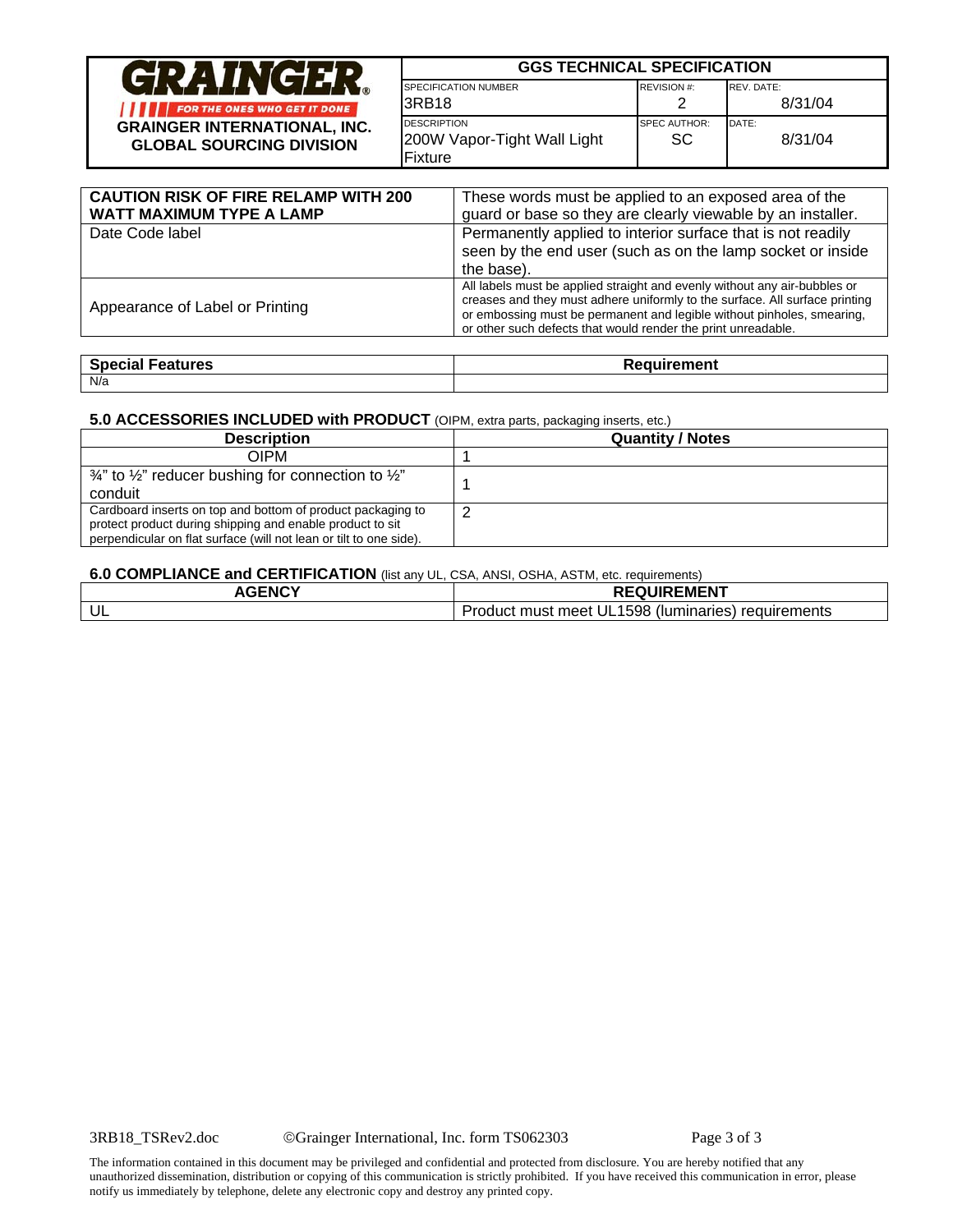| GRAINGER INTERNATIONAL, INC. GLOBAL SOURCING DIVISION | GGS TECHNICAL SPECIFICATION | | |
|---|---|---|---|
| | SPECIFICATION NUMBER 3RB18 | REVISION #: 2 | REV. DATE: 8/31/04 |
| | DESCRIPTION 200W Vapor-Tight Wall Light Fixture | SPEC AUTHOR: SC | DATE: 8/31/04 |

| | |
|---|---|
| **CAUTION RISK OF FIRE RELAMP WITH 200 WATT MAXIMUM TYPE A LAMP** | These words must be applied to an exposed area of the guard or base so they are clearly viewable by an installer. |
| Date Code label | Permanently applied to interior surface that is not readily seen by the end user (such as on the lamp socket or inside the base). |
| Appearance of Label or Printing | All labels must be applied straight and evenly without any air-bubbles or creases and they must adhere uniformly to the surface. All surface printing or embossing must be permanent and legible without pinholes, smearing, or other such defects that would render the print unreadable. |

| Special Features | Requirement |
|---|---|
| N/a | |

### 5.0 ACCESSORIES INCLUDED with PRODUCT (OIPM, extra parts, packaging inserts, etc.)

| Description | Quantity / Notes |
|---|---|
| OIPM | 1 |
| ¾" to ½" reducer bushing for connection to ½" conduit | 1 |
| Cardboard inserts on top and bottom of product packaging to protect product during shipping and enable product to sit perpendicular on flat surface (will not lean or tilt to one side). | 2 |

### 6.0 COMPLIANCE and CERTIFICATION (list any UL, CSA, ANSI, OSHA, ASTM, etc. requirements)

| AGENCY | REQUIREMENT |
|---|---|
| UL | Product must meet UL1598 (luminaries) requirements |

3RB18_TSRev2.doc ©Grainger International, Inc. form TS062303

The information contained in this document may be privileged and confidential and protected from disclosure. You are hereby notified that any unauthorized dissemination, distribution or copying of this communication is strictly prohibited. If you have received this communication in error, please notify us immediately by telephone, delete any electronic copy and destroy any printed copy.